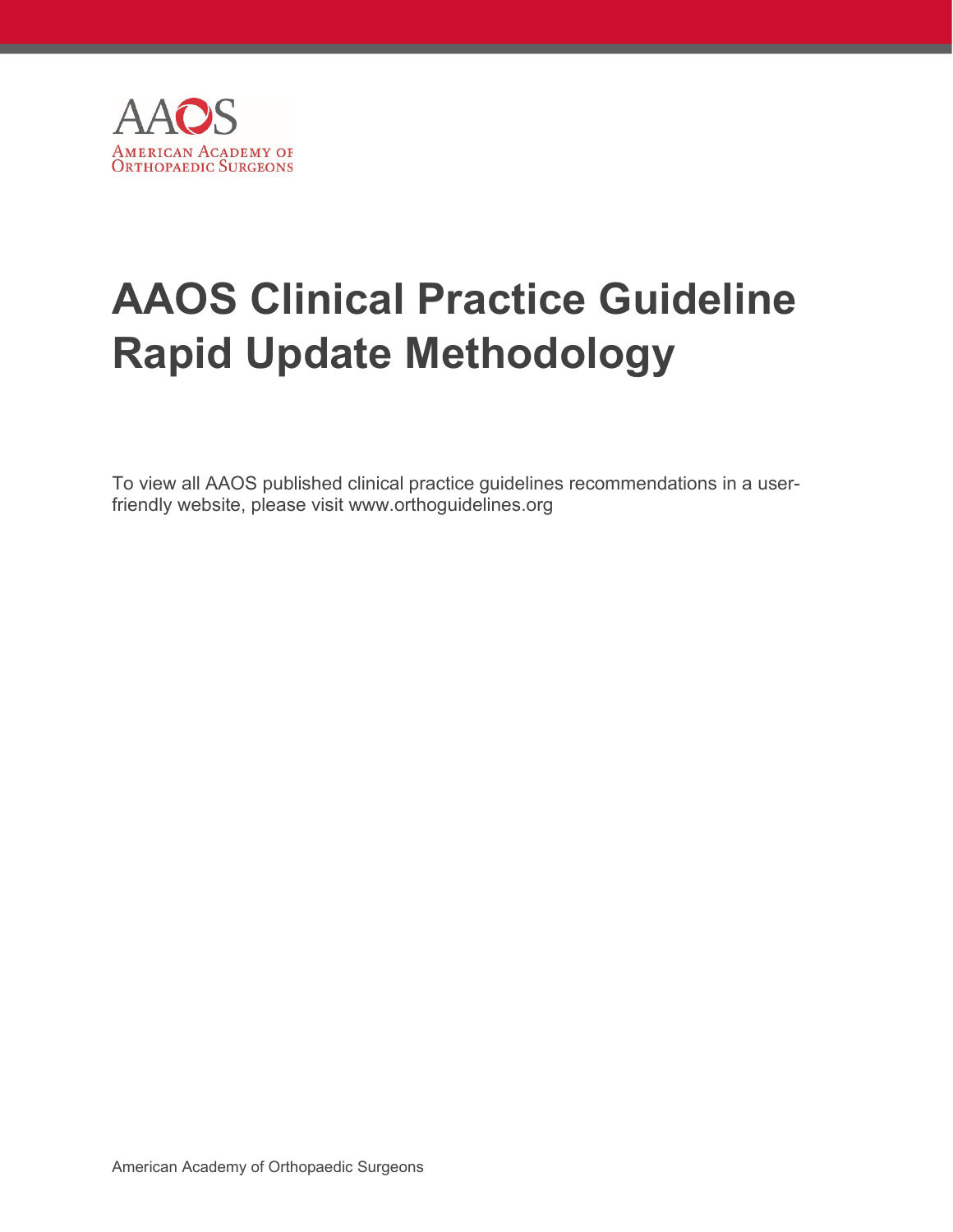AAOS

American Academy of Orthopaedic Surgeons

# AAOS Clinical Practice Guideline Rapid Update Methodology

To view all AAOS published clinical practice guidelines recommendations in a user-friendly website, please visit www.orthoguidelines.org

American Academy of Orthopaedic Surgeons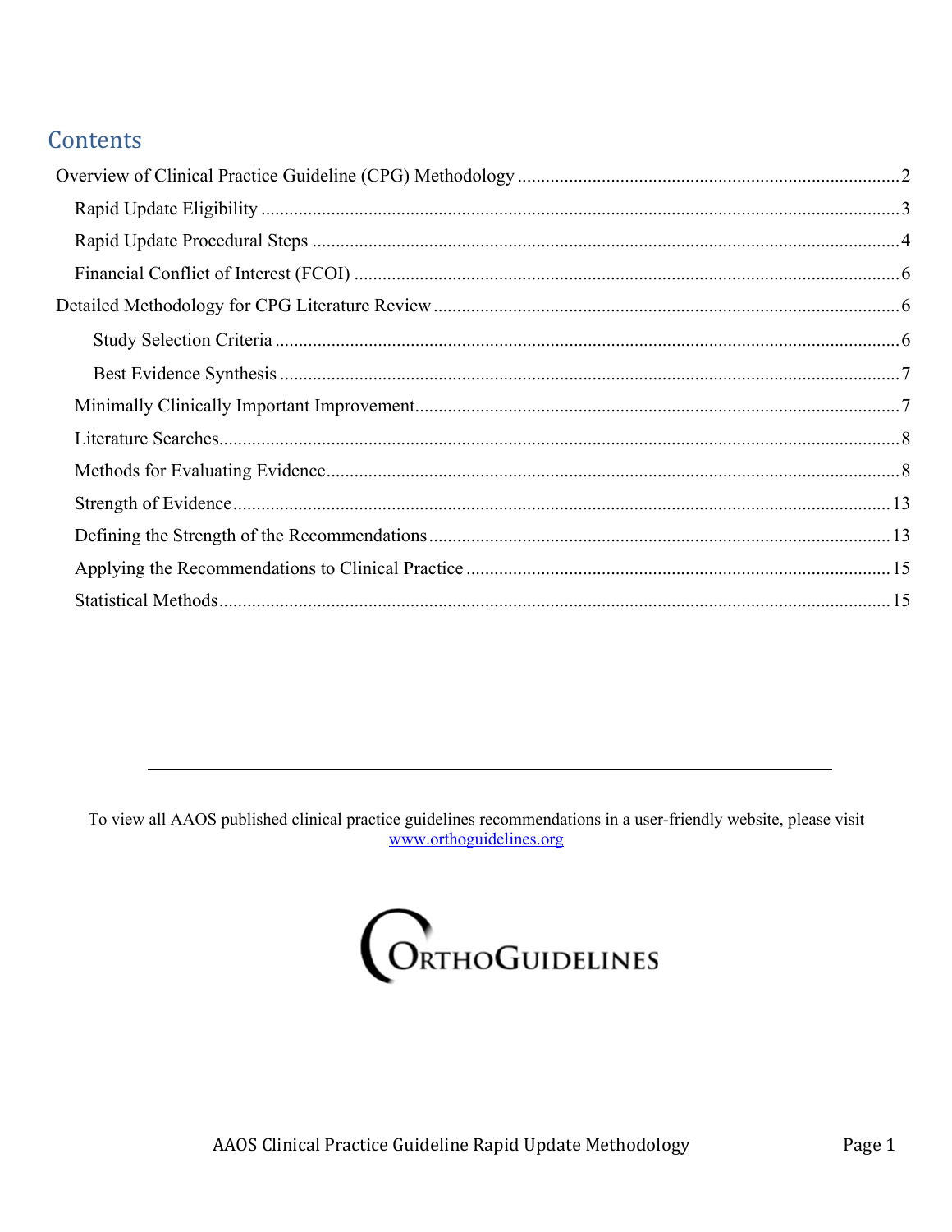## Contents

- Overview of Clinical Practice Guideline (CPG) Methodology ........ 2
  - Rapid Update Eligibility ........ 3
  - Rapid Update Procedural Steps ........ 4
  - Financial Conflict of Interest (FCOI) ........ 6
- Detailed Methodology for CPG Literature Review ........ 6
    - Study Selection Criteria ........ 6
    - Best Evidence Synthesis ........ 7
  - Minimally Clinically Important Improvement ........ 7
  - Literature Searches ........ 8
  - Methods for Evaluating Evidence ........ 8
  - Strength of Evidence ........ 13
  - Defining the Strength of the Recommendations ........ 13
  - Applying the Recommendations to Clinical Practice ........ 15
  - Statistical Methods ........ 15

---

To view all AAOS published clinical practice guidelines recommendations in a user-friendly website, please visit [www.orthoguidelines.org](http://www.orthoguidelines.org)

ORTHOGUIDELINES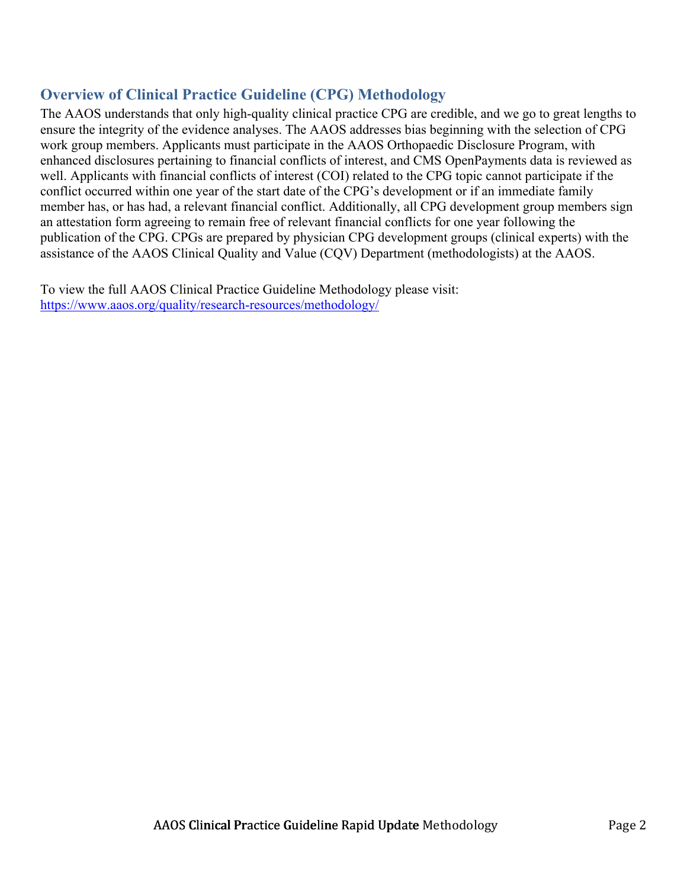## Overview of Clinical Practice Guideline (CPG) Methodology

The AAOS understands that only high-quality clinical practice CPG are credible, and we go to great lengths to ensure the integrity of the evidence analyses. The AAOS addresses bias beginning with the selection of CPG work group members. Applicants must participate in the AAOS Orthopaedic Disclosure Program, with enhanced disclosures pertaining to financial conflicts of interest, and CMS OpenPayments data is reviewed as well. Applicants with financial conflicts of interest (COI) related to the CPG topic cannot participate if the conflict occurred within one year of the start date of the CPG's development or if an immediate family member has, or has had, a relevant financial conflict. Additionally, all CPG development group members sign an attestation form agreeing to remain free of relevant financial conflicts for one year following the publication of the CPG. CPGs are prepared by physician CPG development groups (clinical experts) with the assistance of the AAOS Clinical Quality and Value (CQV) Department (methodologists) at the AAOS.

To view the full AAOS Clinical Practice Guideline Methodology please visit:
https://www.aaos.org/quality/research-resources/methodology/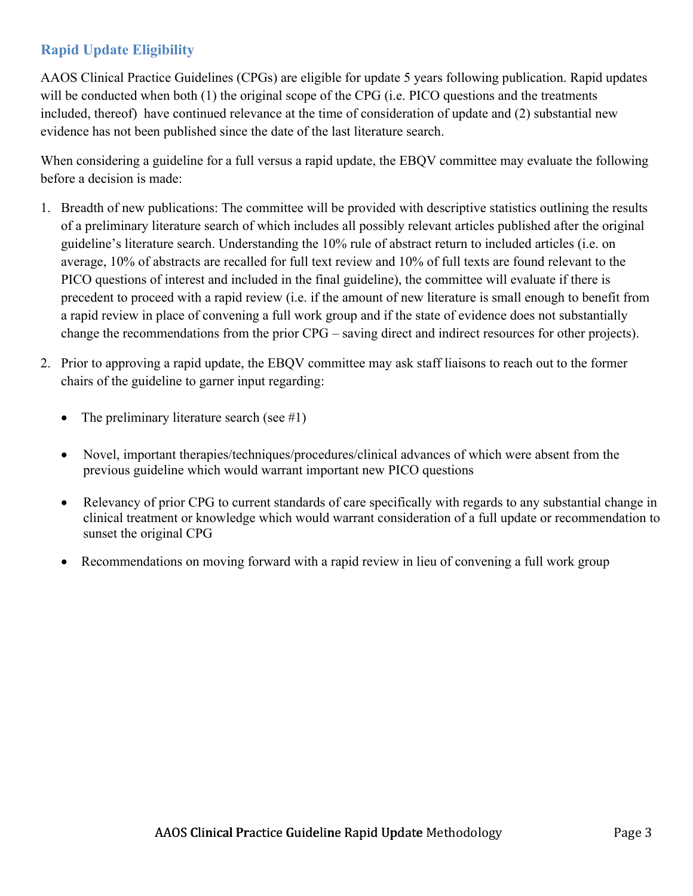## Rapid Update Eligibility

AAOS Clinical Practice Guidelines (CPGs) are eligible for update 5 years following publication. Rapid updates will be conducted when both (1) the original scope of the CPG (i.e. PICO questions and the treatments included, thereof) have continued relevance at the time of consideration of update and (2) substantial new evidence has not been published since the date of the last literature search.

When considering a guideline for a full versus a rapid update, the EBQV committee may evaluate the following before a decision is made:

1. Breadth of new publications: The committee will be provided with descriptive statistics outlining the results of a preliminary literature search of which includes all possibly relevant articles published after the original guideline's literature search. Understanding the 10% rule of abstract return to included articles (i.e. on average, 10% of abstracts are recalled for full text review and 10% of full texts are found relevant to the PICO questions of interest and included in the final guideline), the committee will evaluate if there is precedent to proceed with a rapid review (i.e. if the amount of new literature is small enough to benefit from a rapid review in place of convening a full work group and if the state of evidence does not substantially change the recommendations from the prior CPG – saving direct and indirect resources for other projects).

2. Prior to approving a rapid update, the EBQV committee may ask staff liaisons to reach out to the former chairs of the guideline to garner input regarding:

   - The preliminary literature search (see #1)
   - Novel, important therapies/techniques/procedures/clinical advances of which were absent from the previous guideline which would warrant important new PICO questions
   - Relevancy of prior CPG to current standards of care specifically with regards to any substantial change in clinical treatment or knowledge which would warrant consideration of a full update or recommendation to sunset the original CPG
   - Recommendations on moving forward with a rapid review in lieu of convening a full work group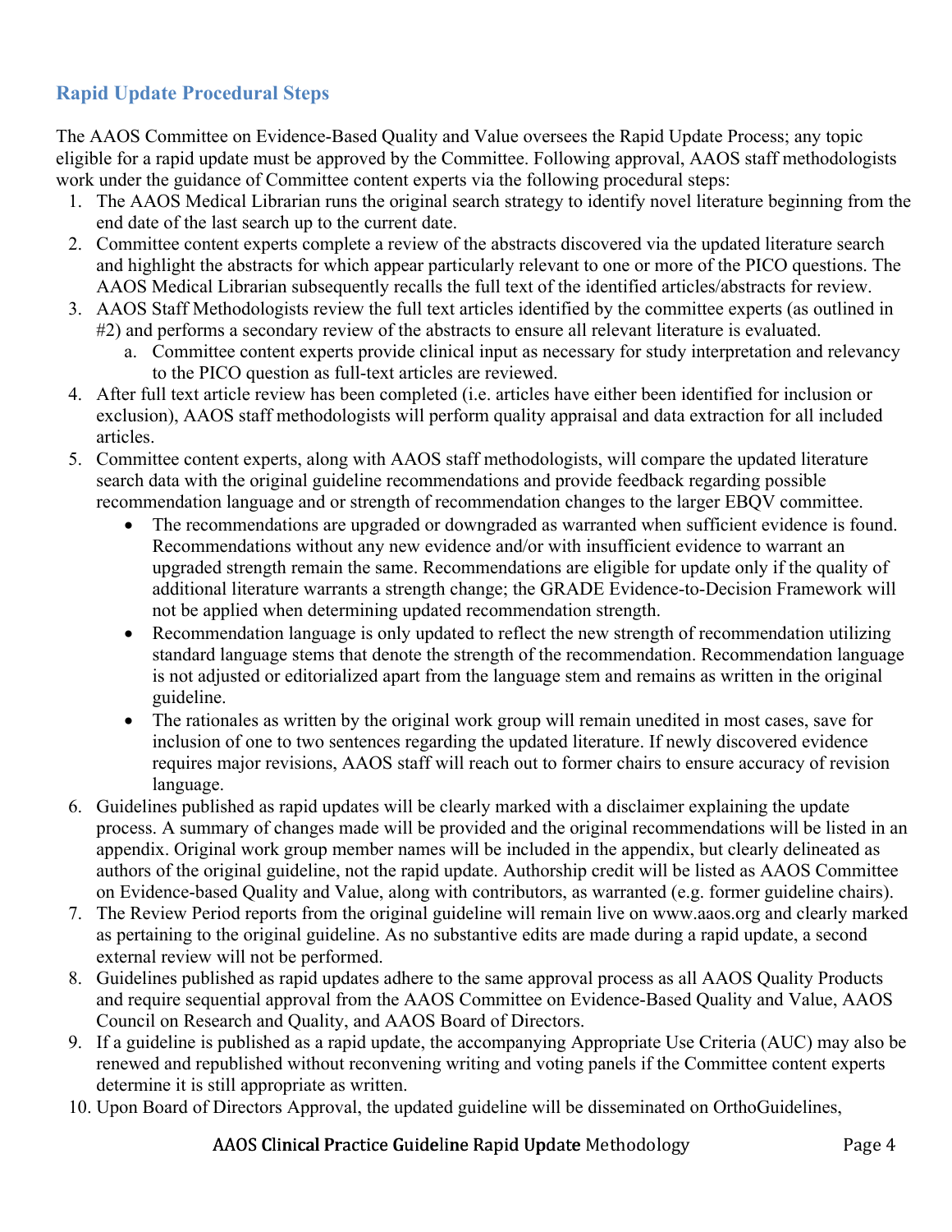## Rapid Update Procedural Steps

The AAOS Committee on Evidence-Based Quality and Value oversees the Rapid Update Process; any topic eligible for a rapid update must be approved by the Committee. Following approval, AAOS staff methodologists work under the guidance of Committee content experts via the following procedural steps:

1. The AAOS Medical Librarian runs the original search strategy to identify novel literature beginning from the end date of the last search up to the current date.
2. Committee content experts complete a review of the abstracts discovered via the updated literature search and highlight the abstracts for which appear particularly relevant to one or more of the PICO questions. The AAOS Medical Librarian subsequently recalls the full text of the identified articles/abstracts for review.
3. AAOS Staff Methodologists review the full text articles identified by the committee experts (as outlined in #2) and performs a secondary review of the abstracts to ensure all relevant literature is evaluated.
    a. Committee content experts provide clinical input as necessary for study interpretation and relevancy to the PICO question as full-text articles are reviewed.
4. After full text article review has been completed (i.e. articles have either been identified for inclusion or exclusion), AAOS staff methodologists will perform quality appraisal and data extraction for all included articles.
5. Committee content experts, along with AAOS staff methodologists, will compare the updated literature search data with the original guideline recommendations and provide feedback regarding possible recommendation language and or strength of recommendation changes to the larger EBQV committee.
    - The recommendations are upgraded or downgraded as warranted when sufficient evidence is found. Recommendations without any new evidence and/or with insufficient evidence to warrant an upgraded strength remain the same. Recommendations are eligible for update only if the quality of additional literature warrants a strength change; the GRADE Evidence-to-Decision Framework will not be applied when determining updated recommendation strength.
    - Recommendation language is only updated to reflect the new strength of recommendation utilizing standard language stems that denote the strength of the recommendation. Recommendation language is not adjusted or editorialized apart from the language stem and remains as written in the original guideline.
    - The rationales as written by the original work group will remain unedited in most cases, save for inclusion of one to two sentences regarding the updated literature. If newly discovered evidence requires major revisions, AAOS staff will reach out to former chairs to ensure accuracy of revision language.
6. Guidelines published as rapid updates will be clearly marked with a disclaimer explaining the update process. A summary of changes made will be provided and the original recommendations will be listed in an appendix. Original work group member names will be included in the appendix, but clearly delineated as authors of the original guideline, not the rapid update. Authorship credit will be listed as AAOS Committee on Evidence-based Quality and Value, along with contributors, as warranted (e.g. former guideline chairs).
7. The Review Period reports from the original guideline will remain live on www.aaos.org and clearly marked as pertaining to the original guideline. As no substantive edits are made during a rapid update, a second external review will not be performed.
8. Guidelines published as rapid updates adhere to the same approval process as all AAOS Quality Products and require sequential approval from the AAOS Committee on Evidence-Based Quality and Value, AAOS Council on Research and Quality, and AAOS Board of Directors.
9. If a guideline is published as a rapid update, the accompanying Appropriate Use Criteria (AUC) may also be renewed and republished without reconvening writing and voting panels if the Committee content experts determine it is still appropriate as written.
10. Upon Board of Directors Approval, the updated guideline will be disseminated on OrthoGuidelines,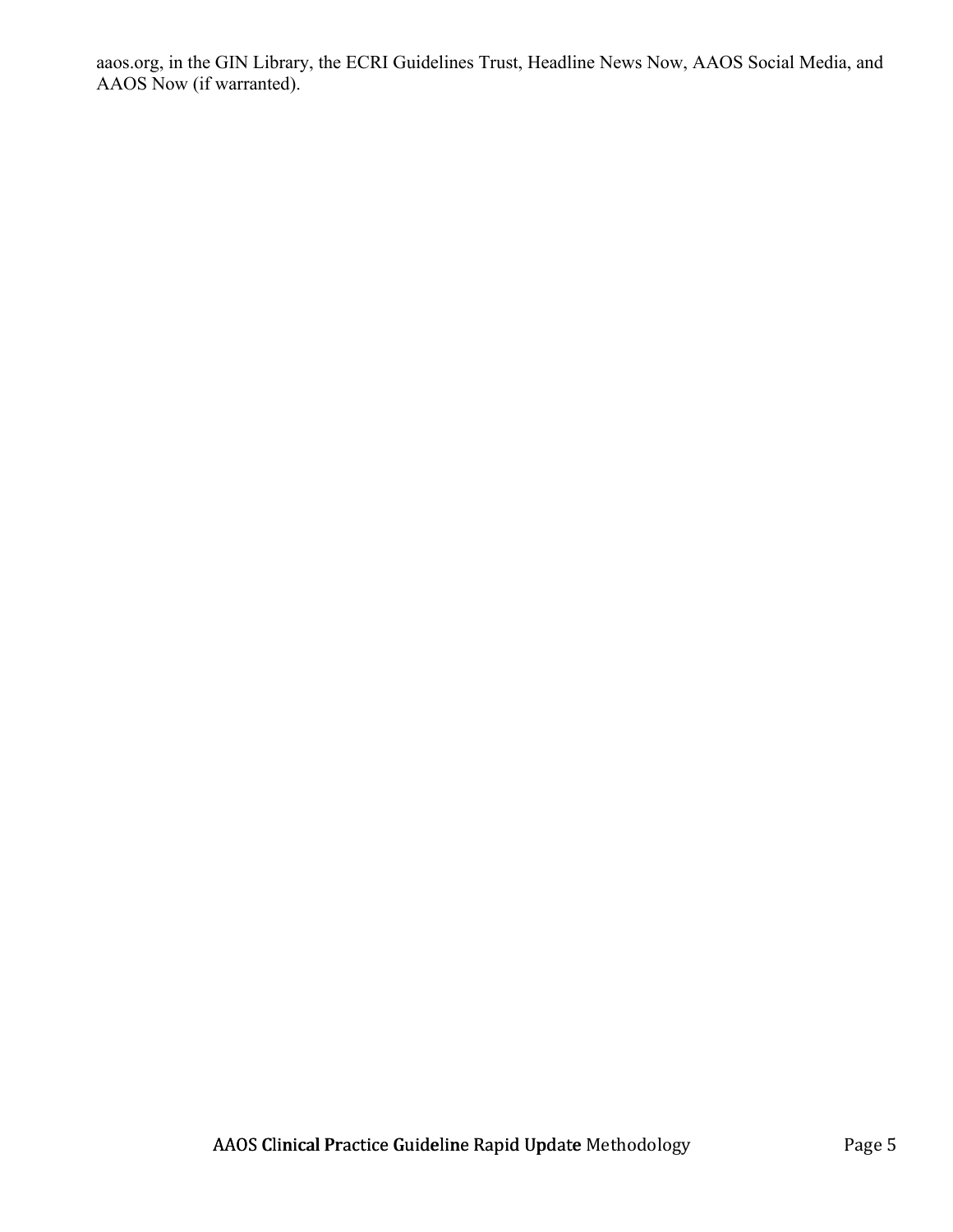aaos.org, in the GIN Library, the ECRI Guidelines Trust, Headline News Now, AAOS Social Media, and AAOS Now (if warranted).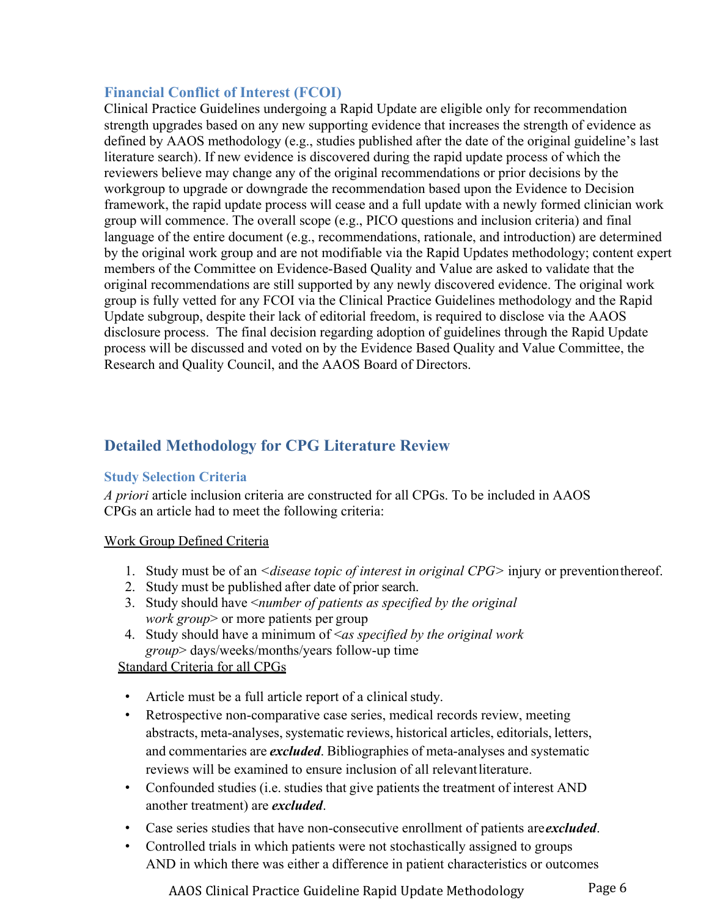### Financial Conflict of Interest (FCOI)

Clinical Practice Guidelines undergoing a Rapid Update are eligible only for recommendation strength upgrades based on any new supporting evidence that increases the strength of evidence as defined by AAOS methodology (e.g., studies published after the date of the original guideline's last literature search). If new evidence is discovered during the rapid update process of which the reviewers believe may change any of the original recommendations or prior decisions by the workgroup to upgrade or downgrade the recommendation based upon the Evidence to Decision framework, the rapid update process will cease and a full update with a newly formed clinician work group will commence. The overall scope (e.g., PICO questions and inclusion criteria) and final language of the entire document (e.g., recommendations, rationale, and introduction) are determined by the original work group and are not modifiable via the Rapid Updates methodology; content expert members of the Committee on Evidence-Based Quality and Value are asked to validate that the original recommendations are still supported by any newly discovered evidence. The original work group is fully vetted for any FCOI via the Clinical Practice Guidelines methodology and the Rapid Update subgroup, despite their lack of editorial freedom, is required to disclose via the AAOS disclosure process. The final decision regarding adoption of guidelines through the Rapid Update process will be discussed and voted on by the Evidence Based Quality and Value Committee, the Research and Quality Council, and the AAOS Board of Directors.

## Detailed Methodology for CPG Literature Review

### Study Selection Criteria

*A priori* article inclusion criteria are constructed for all CPGs. To be included in AAOS CPGs an article had to meet the following criteria:

<u>Work Group Defined Criteria</u>

1. Study must be of an <*disease topic of interest in original CPG*> injury or prevention thereof.
2. Study must be published after date of prior search.
3. Study should have <*number of patients as specified by the original work group*> or more patients per group
4. Study should have a minimum of <*as specified by the original work group*> days/weeks/months/years follow-up time

<u>Standard Criteria for all CPGs</u>

- Article must be a full article report of a clinical study.
- Retrospective non-comparative case series, medical records review, meeting abstracts, meta-analyses, systematic reviews, historical articles, editorials, letters, and commentaries are ***excluded***. Bibliographies of meta-analyses and systematic reviews will be examined to ensure inclusion of all relevant literature.
- Confounded studies (i.e. studies that give patients the treatment of interest AND another treatment) are ***excluded***.
- Case series studies that have non-consecutive enrollment of patients are ***excluded***.
- Controlled trials in which patients were not stochastically assigned to groups AND in which there was either a difference in patient characteristics or outcomes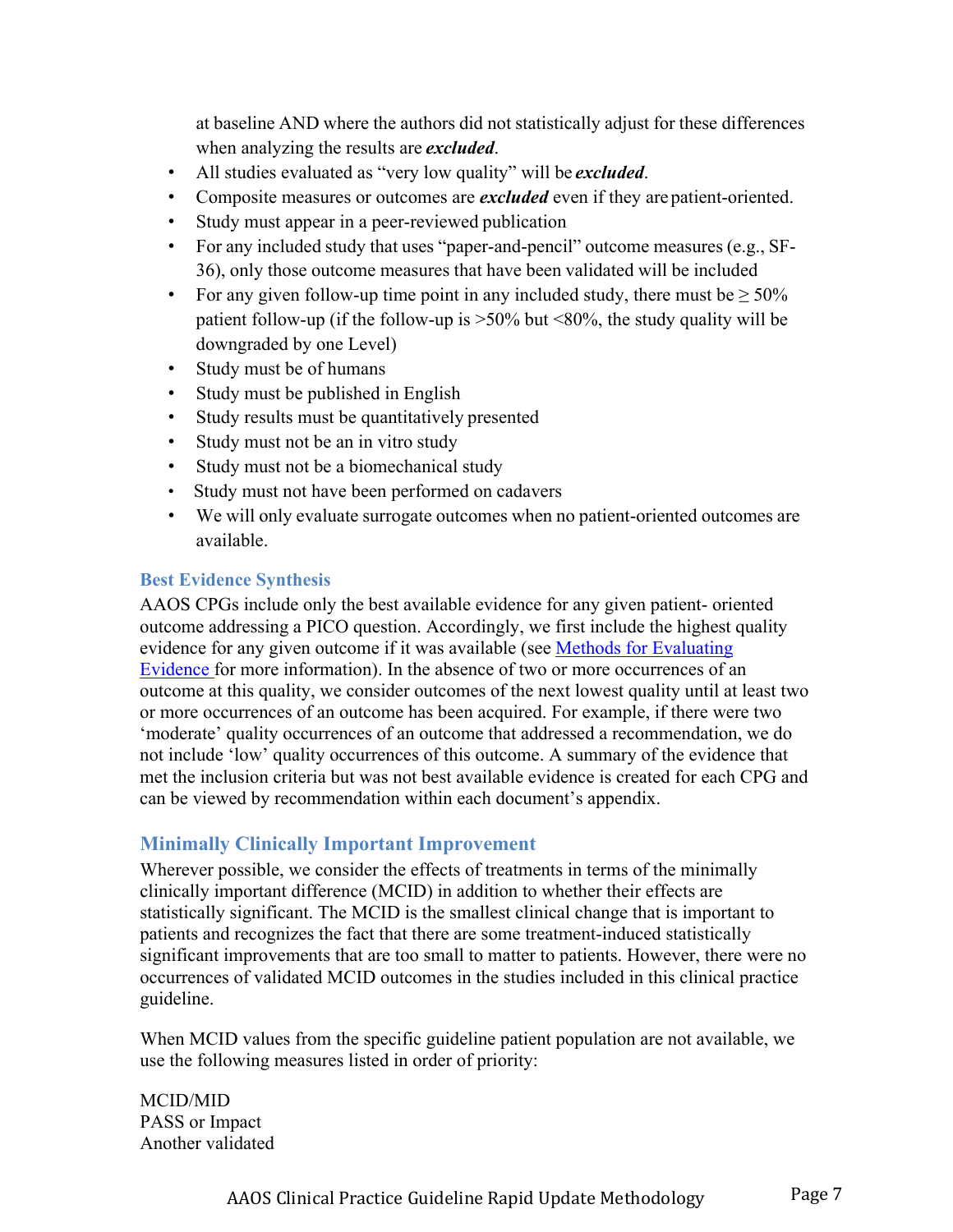at baseline AND where the authors did not statistically adjust for these differences when analyzing the results are ***excluded***.

- All studies evaluated as "very low quality" will be ***excluded***.
- Composite measures or outcomes are ***excluded*** even if they are patient-oriented.
- Study must appear in a peer-reviewed publication
- For any included study that uses "paper-and-pencil" outcome measures (e.g., SF-36), only those outcome measures that have been validated will be included
- For any given follow-up time point in any included study, there must be ≥ 50% patient follow-up (if the follow-up is >50% but <80%, the study quality will be downgraded by one Level)
- Study must be of humans
- Study must be published in English
- Study results must be quantitatively presented
- Study must not be an in vitro study
- Study must not be a biomechanical study
- Study must not have been performed on cadavers
- We will only evaluate surrogate outcomes when no patient-oriented outcomes are available.

## Best Evidence Synthesis

AAOS CPGs include only the best available evidence for any given patient- oriented outcome addressing a PICO question. Accordingly, we first include the highest quality evidence for any given outcome if it was available (see Methods for Evaluating Evidence for more information). In the absence of two or more occurrences of an outcome at this quality, we consider outcomes of the next lowest quality until at least two or more occurrences of an outcome has been acquired. For example, if there were two 'moderate' quality occurrences of an outcome that addressed a recommendation, we do not include 'low' quality occurrences of this outcome. A summary of the evidence that met the inclusion criteria but was not best available evidence is created for each CPG and can be viewed by recommendation within each document's appendix.

## Minimally Clinically Important Improvement

Wherever possible, we consider the effects of treatments in terms of the minimally clinically important difference (MCID) in addition to whether their effects are statistically significant. The MCID is the smallest clinical change that is important to patients and recognizes the fact that there are some treatment-induced statistically significant improvements that are too small to matter to patients. However, there were no occurrences of validated MCID outcomes in the studies included in this clinical practice guideline.

When MCID values from the specific guideline patient population are not available, we use the following measures listed in order of priority:

MCID/MID
PASS or Impact
Another validated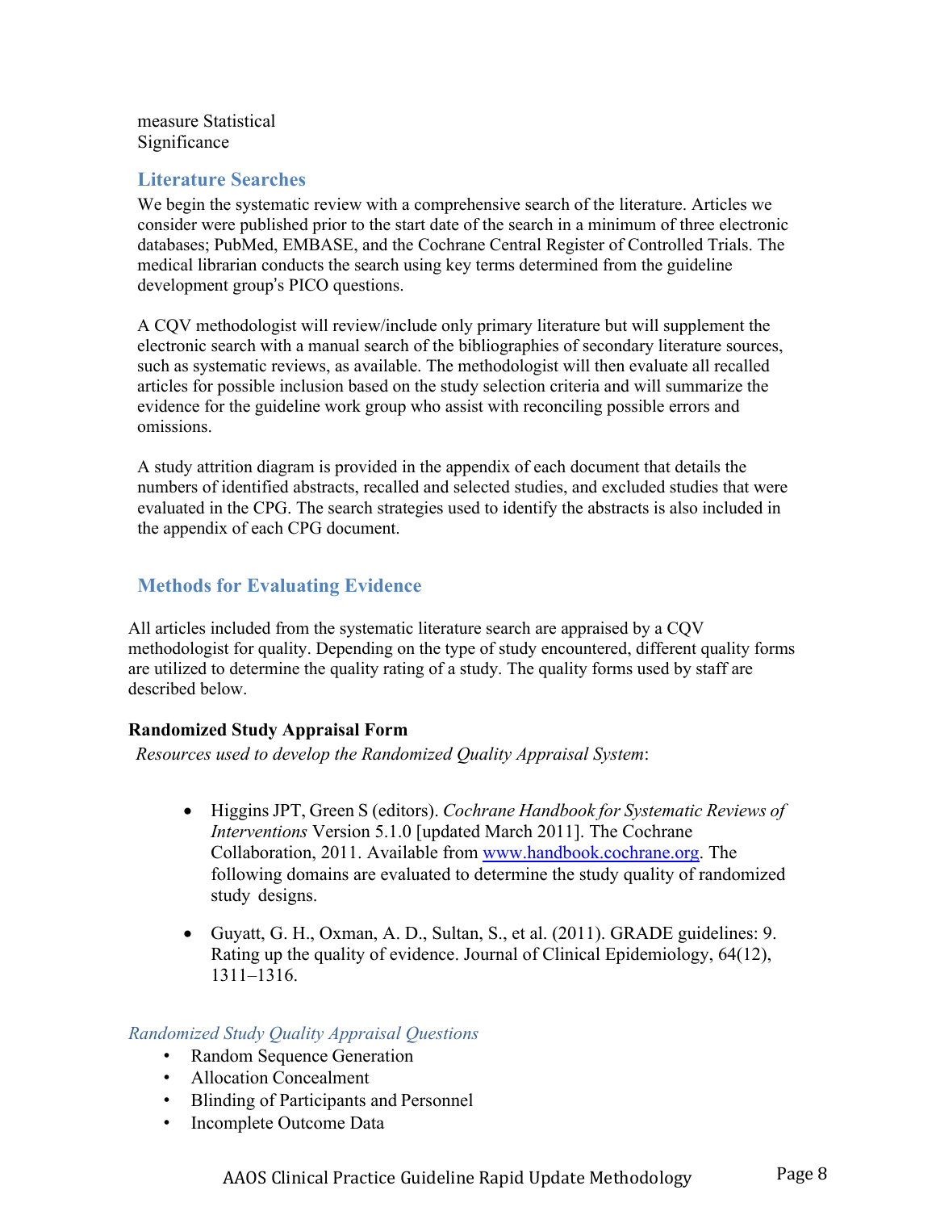measure Statistical Significance

## Literature Searches

We begin the systematic review with a comprehensive search of the literature. Articles we consider were published prior to the start date of the search in a minimum of three electronic databases; PubMed, EMBASE, and the Cochrane Central Register of Controlled Trials. The medical librarian conducts the search using key terms determined from the guideline development group's PICO questions.

A CQV methodologist will review/include only primary literature but will supplement the electronic search with a manual search of the bibliographies of secondary literature sources, such as systematic reviews, as available. The methodologist will then evaluate all recalled articles for possible inclusion based on the study selection criteria and will summarize the evidence for the guideline work group who assist with reconciling possible errors and omissions.

A study attrition diagram is provided in the appendix of each document that details the numbers of identified abstracts, recalled and selected studies, and excluded studies that were evaluated in the CPG. The search strategies used to identify the abstracts is also included in the appendix of each CPG document.

## Methods for Evaluating Evidence

All articles included from the systematic literature search are appraised by a CQV methodologist for quality. Depending on the type of study encountered, different quality forms are utilized to determine the quality rating of a study. The quality forms used by staff are described below.

**Randomized Study Appraisal Form**

*Resources used to develop the Randomized Quality Appraisal System*:

- Higgins JPT, Green S (editors). *Cochrane Handbook for Systematic Reviews of Interventions* Version 5.1.0 [updated March 2011]. The Cochrane Collaboration, 2011. Available from www.handbook.cochrane.org. The following domains are evaluated to determine the study quality of randomized study designs.
- Guyatt, G. H., Oxman, A. D., Sultan, S., et al. (2011). GRADE guidelines: 9. Rating up the quality of evidence. Journal of Clinical Epidemiology, 64(12), 1311–1316.

*Randomized Study Quality Appraisal Questions*

- Random Sequence Generation
- Allocation Concealment
- Blinding of Participants and Personnel
- Incomplete Outcome Data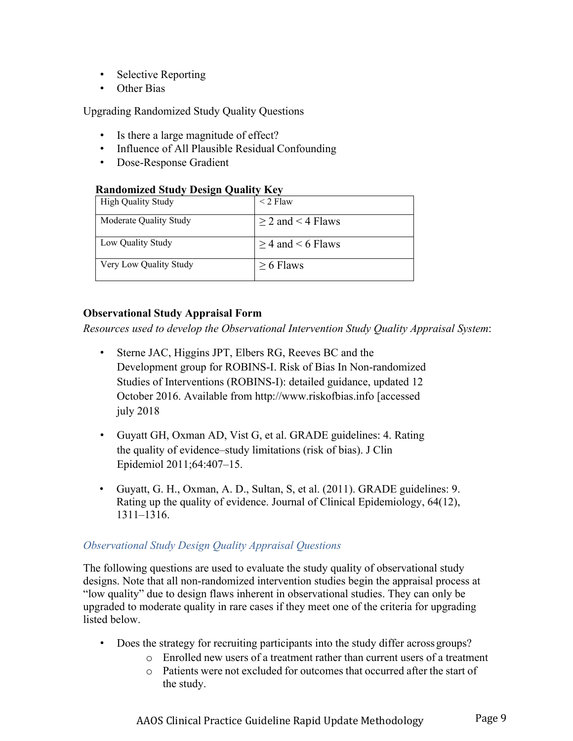- Selective Reporting
- Other Bias

Upgrading Randomized Study Quality Questions

- Is there a large magnitude of effect?
- Influence of All Plausible Residual Confounding
- Dose-Response Gradient

**Randomized Study Design Quality Key**

| | |
|---|---|
| High Quality Study | < 2 Flaw |
| Moderate Quality Study | ≥ 2 and < 4 Flaws |
| Low Quality Study | ≥ 4 and < 6 Flaws |
| Very Low Quality Study | ≥ 6 Flaws |

**Observational Study Appraisal Form**

*Resources used to develop the Observational Intervention Study Quality Appraisal System*:

- Sterne JAC, Higgins JPT, Elbers RG, Reeves BC and the Development group for ROBINS-I. Risk of Bias In Non-randomized Studies of Interventions (ROBINS-I): detailed guidance, updated 12 October 2016. Available from http://www.riskofbias.info [accessed july 2018

- Guyatt GH, Oxman AD, Vist G, et al. GRADE guidelines: 4. Rating the quality of evidence–study limitations (risk of bias). J Clin Epidemiol 2011;64:407–15.

- Guyatt, G. H., Oxman, A. D., Sultan, S, et al. (2011). GRADE guidelines: 9. Rating up the quality of evidence. Journal of Clinical Epidemiology, 64(12), 1311–1316.

### *Observational Study Design Quality Appraisal Questions*

The following questions are used to evaluate the study quality of observational study designs. Note that all non-randomized intervention studies begin the appraisal process at "low quality" due to design flaws inherent in observational studies. They can only be upgraded to moderate quality in rare cases if they meet one of the criteria for upgrading listed below.

- Does the strategy for recruiting participants into the study differ across groups?
    - Enrolled new users of a treatment rather than current users of a treatment
    - Patients were not excluded for outcomes that occurred after the start of the study.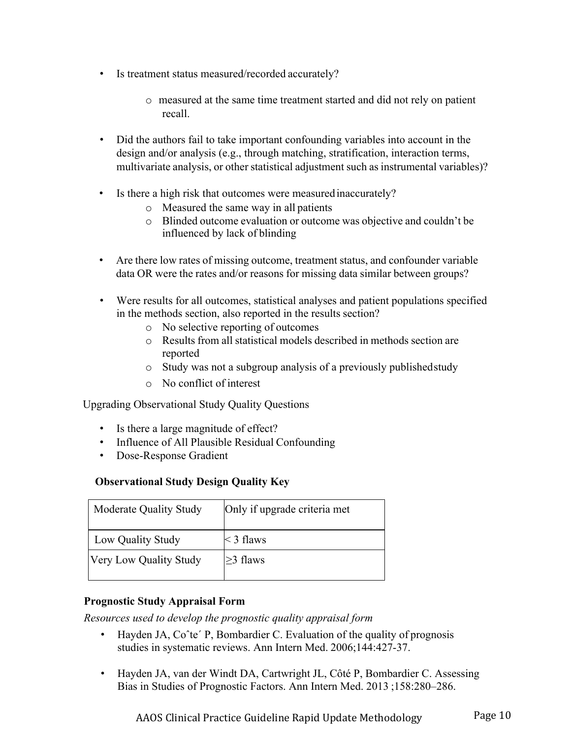- Is treatment status measured/recorded accurately?
    - measured at the same time treatment started and did not rely on patient recall.

- Did the authors fail to take important confounding variables into account in the design and/or analysis (e.g., through matching, stratification, interaction terms, multivariate analysis, or other statistical adjustment such as instrumental variables)?

- Is there a high risk that outcomes were measured inaccurately?
    - Measured the same way in all patients
    - Blinded outcome evaluation or outcome was objective and couldn't be influenced by lack of blinding

- Are there low rates of missing outcome, treatment status, and confounder variable data OR were the rates and/or reasons for missing data similar between groups?

- Were results for all outcomes, statistical analyses and patient populations specified in the methods section, also reported in the results section?
    - No selective reporting of outcomes
    - Results from all statistical models described in methods section are reported
    - Study was not a subgroup analysis of a previously published study
    - No conflict of interest

Upgrading Observational Study Quality Questions

- Is there a large magnitude of effect?
- Influence of All Plausible Residual Confounding
- Dose-Response Gradient

**Observational Study Design Quality Key**

| Moderate Quality Study | Only if upgrade criteria met |
|---|---|
| Low Quality Study | < 3 flaws |
| Very Low Quality Study | ≥3 flaws |

**Prognostic Study Appraisal Form**

*Resources used to develop the prognostic quality appraisal form*

- Hayden JA, Coˆte´ P, Bombardier C. Evaluation of the quality of prognosis studies in systematic reviews. Ann Intern Med. 2006;144:427-37.

- Hayden JA, van der Windt DA, Cartwright JL, Côté P, Bombardier C. Assessing Bias in Studies of Prognostic Factors. Ann Intern Med. 2013 ;158:280–286.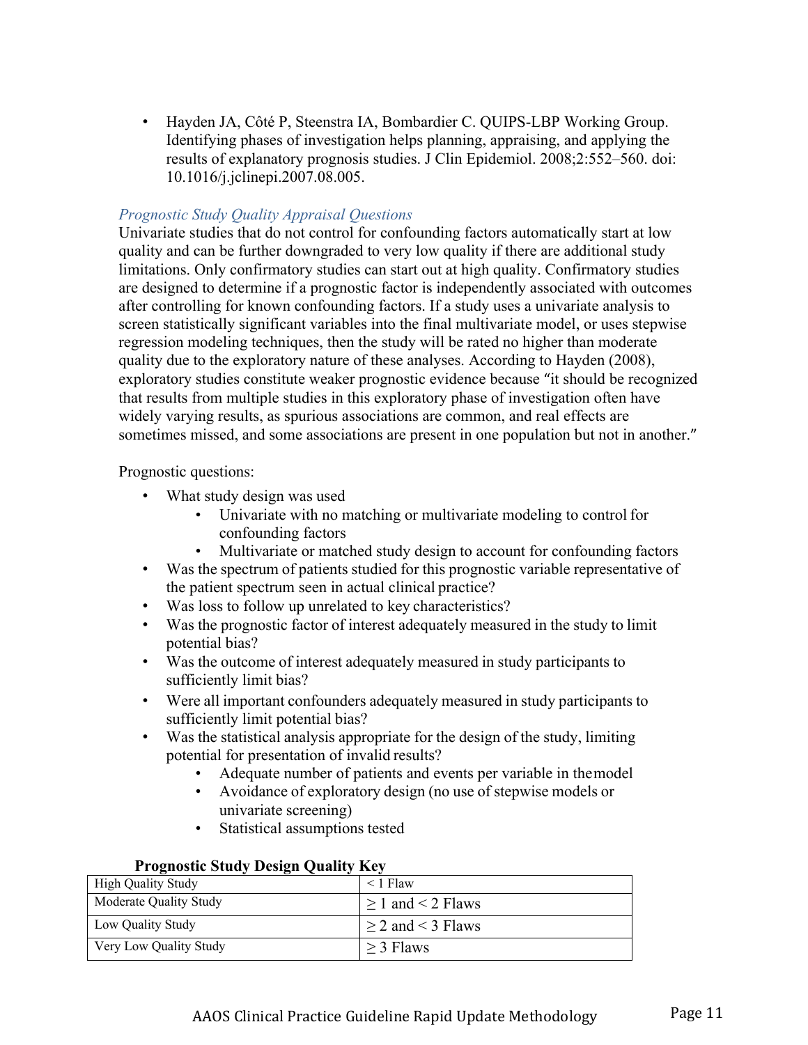- Hayden JA, Côté P, Steenstra IA, Bombardier C. QUIPS-LBP Working Group. Identifying phases of investigation helps planning, appraising, and applying the results of explanatory prognosis studies. J Clin Epidemiol. 2008;2:552–560. doi: 10.1016/j.jclinepi.2007.08.005.

### *Prognostic Study Quality Appraisal Questions*

Univariate studies that do not control for confounding factors automatically start at low quality and can be further downgraded to very low quality if there are additional study limitations. Only confirmatory studies can start out at high quality. Confirmatory studies are designed to determine if a prognostic factor is independently associated with outcomes after controlling for known confounding factors. If a study uses a univariate analysis to screen statistically significant variables into the final multivariate model, or uses stepwise regression modeling techniques, then the study will be rated no higher than moderate quality due to the exploratory nature of these analyses. According to Hayden (2008), exploratory studies constitute weaker prognostic evidence because "it should be recognized that results from multiple studies in this exploratory phase of investigation often have widely varying results, as spurious associations are common, and real effects are sometimes missed, and some associations are present in one population but not in another."

Prognostic questions:

- What study design was used
  - Univariate with no matching or multivariate modeling to control for confounding factors
  - Multivariate or matched study design to account for confounding factors
- Was the spectrum of patients studied for this prognostic variable representative of the patient spectrum seen in actual clinical practice?
- Was loss to follow up unrelated to key characteristics?
- Was the prognostic factor of interest adequately measured in the study to limit potential bias?
- Was the outcome of interest adequately measured in study participants to sufficiently limit bias?
- Were all important confounders adequately measured in study participants to sufficiently limit potential bias?
- Was the statistical analysis appropriate for the design of the study, limiting potential for presentation of invalid results?
  - Adequate number of patients and events per variable in the model
  - Avoidance of exploratory design (no use of stepwise models or univariate screening)
  - Statistical assumptions tested

**Prognostic Study Design Quality Key**

| | |
|---|---|
| High Quality Study | < 1 Flaw |
| Moderate Quality Study | ≥ 1 and < 2 Flaws |
| Low Quality Study | ≥ 2 and < 3 Flaws |
| Very Low Quality Study | ≥ 3 Flaws |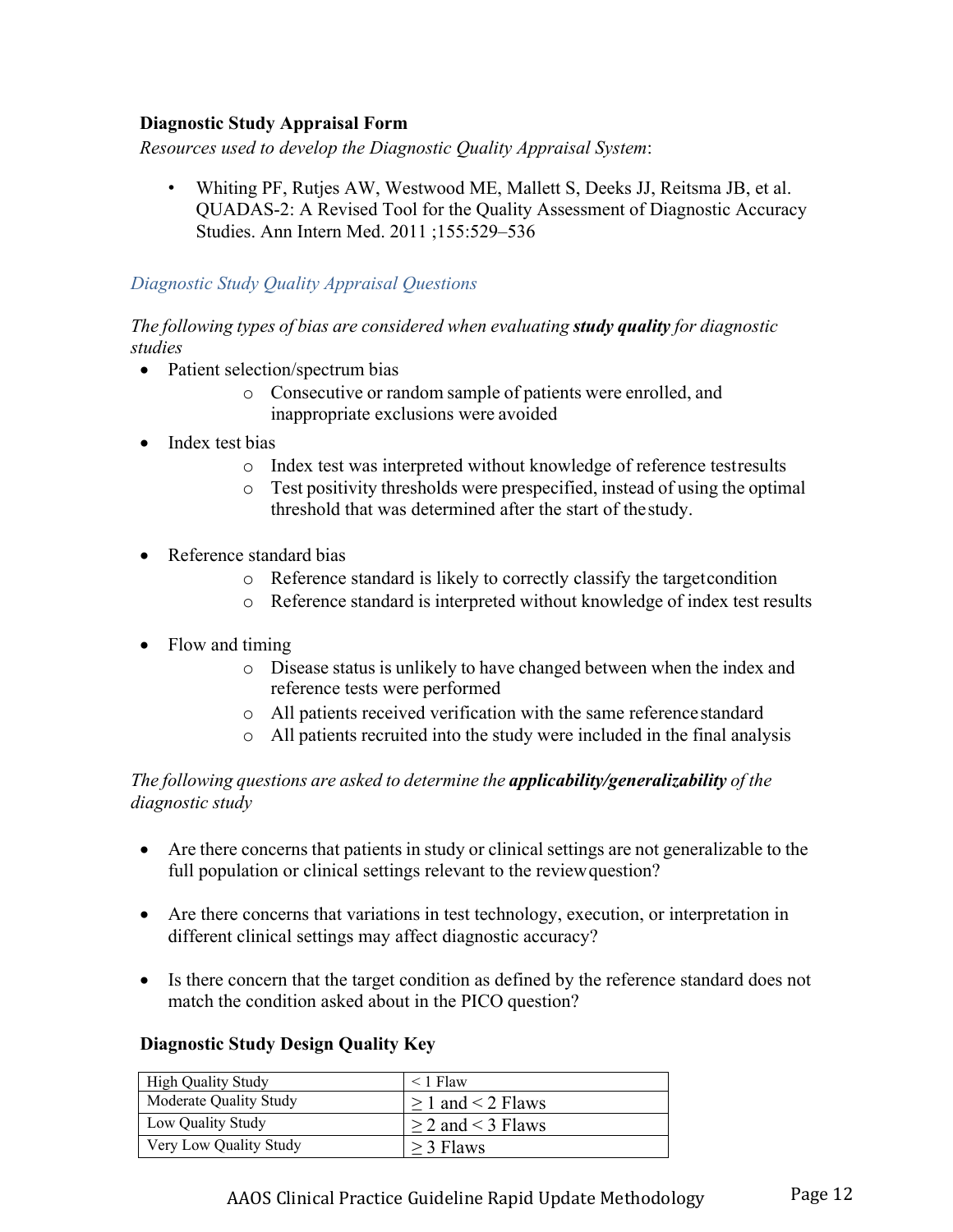**Diagnostic Study Appraisal Form**

*Resources used to develop the Diagnostic Quality Appraisal System*:

- Whiting PF, Rutjes AW, Westwood ME, Mallett S, Deeks JJ, Reitsma JB, et al. QUADAS-2: A Revised Tool for the Quality Assessment of Diagnostic Accuracy Studies. Ann Intern Med. 2011 ;155:529–536

*Diagnostic Study Quality Appraisal Questions*

*The following types of bias are considered when evaluating* ***study quality*** *for diagnostic studies*

- Patient selection/spectrum bias
    - Consecutive or random sample of patients were enrolled, and inappropriate exclusions were avoided
- Index test bias
    - Index test was interpreted without knowledge of reference test results
    - Test positivity thresholds were prespecified, instead of using the optimal threshold that was determined after the start of the study.
- Reference standard bias
    - Reference standard is likely to correctly classify the target condition
    - Reference standard is interpreted without knowledge of index test results
- Flow and timing
    - Disease status is unlikely to have changed between when the index and reference tests were performed
    - All patients received verification with the same reference standard
    - All patients recruited into the study were included in the final analysis

*The following questions are asked to determine the* ***applicability/generalizability*** *of the diagnostic study*

- Are there concerns that patients in study or clinical settings are not generalizable to the full population or clinical settings relevant to the review question?
- Are there concerns that variations in test technology, execution, or interpretation in different clinical settings may affect diagnostic accuracy?
- Is there concern that the target condition as defined by the reference standard does not match the condition asked about in the PICO question?

**Diagnostic Study Design Quality Key**

| | |
|---|---|
| High Quality Study | < 1 Flaw |
| Moderate Quality Study | ≥ 1 and < 2 Flaws |
| Low Quality Study | ≥ 2 and < 3 Flaws |
| Very Low Quality Study | ≥ 3 Flaws |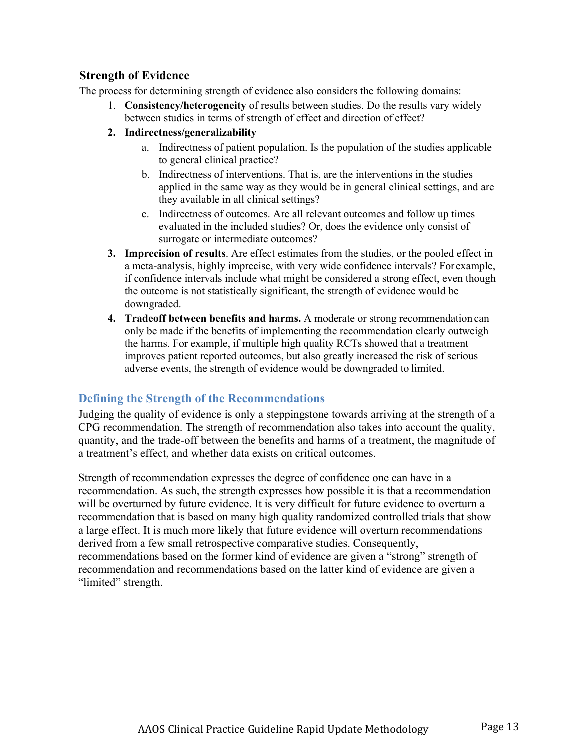### Strength of Evidence

The process for determining strength of evidence also considers the following domains:

1. **Consistency/heterogeneity** of results between studies. Do the results vary widely between studies in terms of strength of effect and direction of effect?
2. **Indirectness/generalizability**
    a. Indirectness of patient population. Is the population of the studies applicable to general clinical practice?
    b. Indirectness of interventions. That is, are the interventions in the studies applied in the same way as they would be in general clinical settings, and are they available in all clinical settings?
    c. Indirectness of outcomes. Are all relevant outcomes and follow up times evaluated in the included studies? Or, does the evidence only consist of surrogate or intermediate outcomes?
3. **Imprecision of results**. Are effect estimates from the studies, or the pooled effect in a meta-analysis, highly imprecise, with very wide confidence intervals? For example, if confidence intervals include what might be considered a strong effect, even though the outcome is not statistically significant, the strength of evidence would be downgraded.
4. **Tradeoff between benefits and harms.** A moderate or strong recommendation can only be made if the benefits of implementing the recommendation clearly outweigh the harms. For example, if multiple high quality RCTs showed that a treatment improves patient reported outcomes, but also greatly increased the risk of serious adverse events, the strength of evidence would be downgraded to limited.

## Defining the Strength of the Recommendations

Judging the quality of evidence is only a steppingstone towards arriving at the strength of a CPG recommendation. The strength of recommendation also takes into account the quality, quantity, and the trade-off between the benefits and harms of a treatment, the magnitude of a treatment's effect, and whether data exists on critical outcomes.

Strength of recommendation expresses the degree of confidence one can have in a recommendation. As such, the strength expresses how possible it is that a recommendation will be overturned by future evidence. It is very difficult for future evidence to overturn a recommendation that is based on many high quality randomized controlled trials that show a large effect. It is much more likely that future evidence will overturn recommendations derived from a few small retrospective comparative studies. Consequently, recommendations based on the former kind of evidence are given a "strong" strength of recommendation and recommendations based on the latter kind of evidence are given a "limited" strength.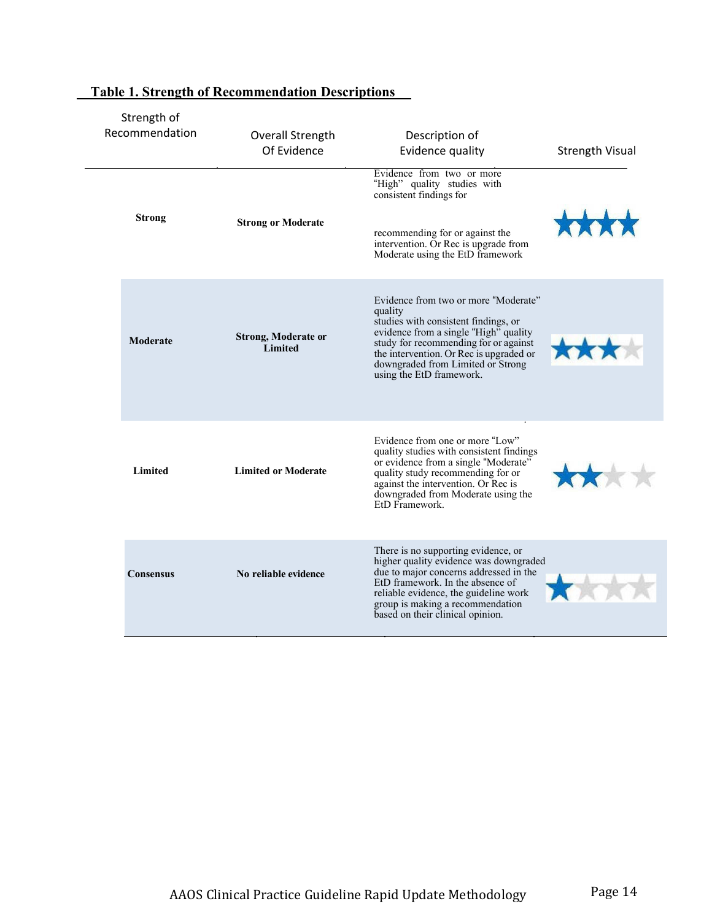**Table 1. Strength of Recommendation Descriptions**

| Strength of Recommendation | Overall Strength Of Evidence | Description of Evidence quality | Strength Visual |
| --- | --- | --- | --- |
| **Strong** | **Strong or Moderate** | Evidence from two or more "High" quality studies with consistent findings for recommending for or against the intervention. Or Rec is upgrade from Moderate using the EtD framework | ★★★★ |
| **Moderate** | **Strong, Moderate or Limited** | Evidence from two or more "Moderate" quality studies with consistent findings, or evidence from a single "High" quality study for recommending for or against the intervention. Or Rec is upgraded or downgraded from Limited or Strong using the EtD framework. | ★★★☆ |
| **Limited** | **Limited or Moderate** | Evidence from one or more "Low" quality studies with consistent findings or evidence from a single "Moderate" quality study recommending for or against the intervention. Or Rec is downgraded from Moderate using the EtD Framework. | ★★☆☆ |
| **Consensus** | **No reliable evidence** | There is no supporting evidence, or higher quality evidence was downgraded due to major concerns addressed in the EtD framework. In the absence of reliable evidence, the guideline work group is making a recommendation based on their clinical opinion. | ★☆☆☆ |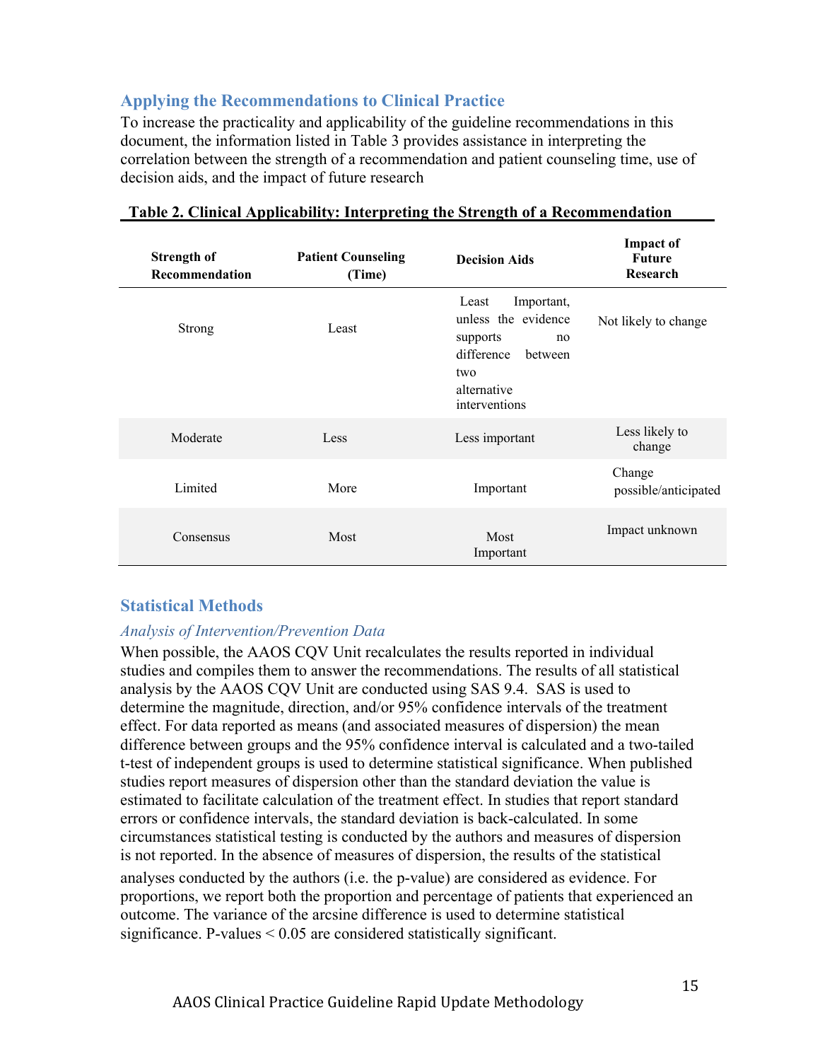## Applying the Recommendations to Clinical Practice

To increase the practicality and applicability of the guideline recommendations in this document, the information listed in Table 3 provides assistance in interpreting the correlation between the strength of a recommendation and patient counseling time, use of decision aids, and the impact of future research

**Table 2. Clinical Applicability: Interpreting the Strength of a Recommendation**

| Strength of Recommendation | Patient Counseling (Time) | Decision Aids | Impact of Future Research |
|---|---|---|---|
| Strong | Least | Least Important, unless the evidence supports no difference between two alternative interventions | Not likely to change |
| Moderate | Less | Less important | Less likely to change |
| Limited | More | Important | Change possible/anticipated |
| Consensus | Most | Most Important | Impact unknown |

## Statistical Methods

### *Analysis of Intervention/Prevention Data*

When possible, the AAOS CQV Unit recalculates the results reported in individual studies and compiles them to answer the recommendations. The results of all statistical analysis by the AAOS CQV Unit are conducted using SAS 9.4. SAS is used to determine the magnitude, direction, and/or 95% confidence intervals of the treatment effect. For data reported as means (and associated measures of dispersion) the mean difference between groups and the 95% confidence interval is calculated and a two-tailed t-test of independent groups is used to determine statistical significance. When published studies report measures of dispersion other than the standard deviation the value is estimated to facilitate calculation of the treatment effect. In studies that report standard errors or confidence intervals, the standard deviation is back-calculated. In some circumstances statistical testing is conducted by the authors and measures of dispersion is not reported. In the absence of measures of dispersion, the results of the statistical analyses conducted by the authors (i.e. the p-value) are considered as evidence. For proportions, we report both the proportion and percentage of patients that experienced an outcome. The variance of the arcsine difference is used to determine statistical significance. P-values < 0.05 are considered statistically significant.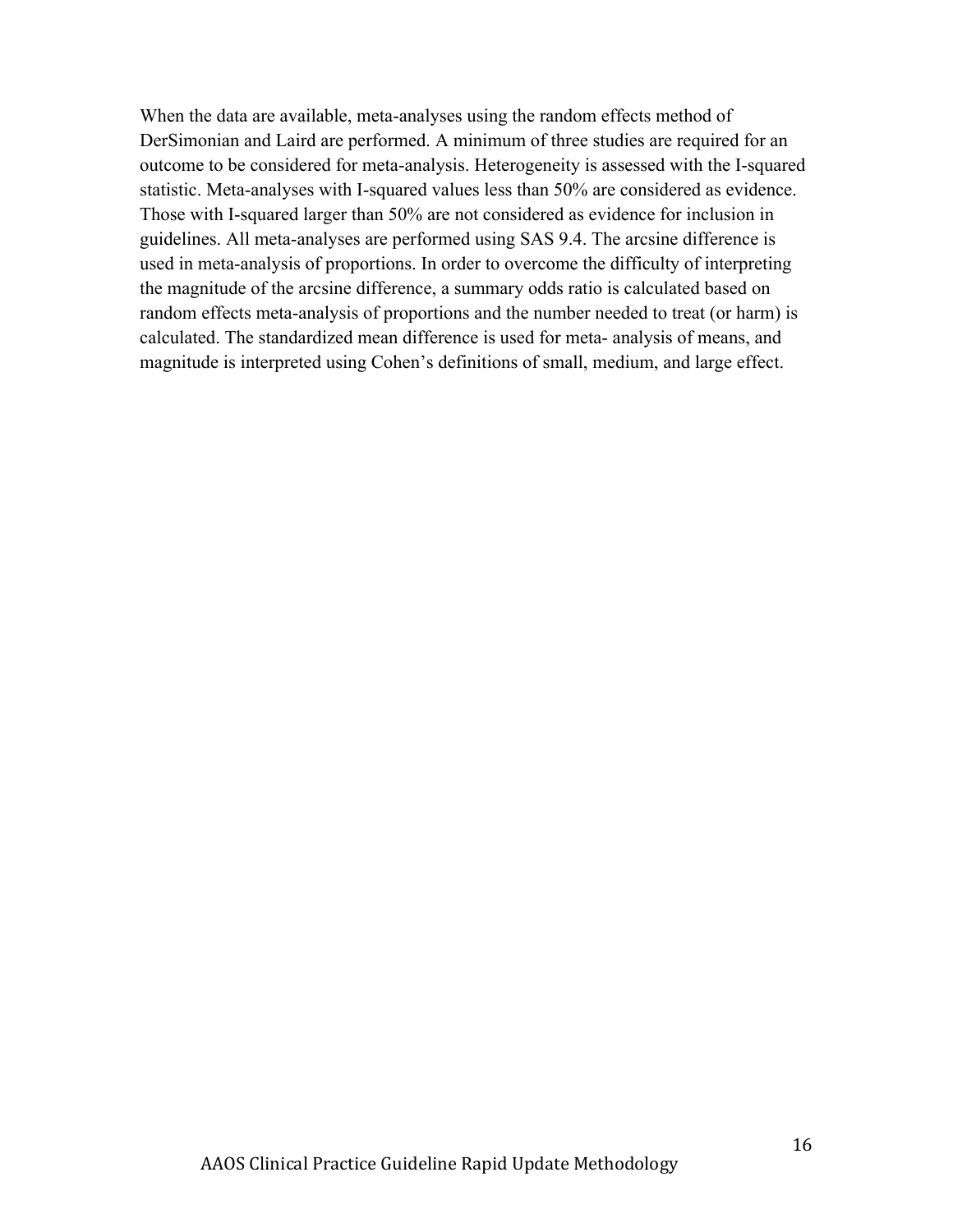When the data are available, meta-analyses using the random effects method of DerSimonian and Laird are performed. A minimum of three studies are required for an outcome to be considered for meta-analysis. Heterogeneity is assessed with the I-squared statistic. Meta-analyses with I-squared values less than 50% are considered as evidence. Those with I-squared larger than 50% are not considered as evidence for inclusion in guidelines. All meta-analyses are performed using SAS 9.4. The arcsine difference is used in meta-analysis of proportions. In order to overcome the difficulty of interpreting the magnitude of the arcsine difference, a summary odds ratio is calculated based on random effects meta-analysis of proportions and the number needed to treat (or harm) is calculated. The standardized mean difference is used for meta- analysis of means, and magnitude is interpreted using Cohen's definitions of small, medium, and large effect.